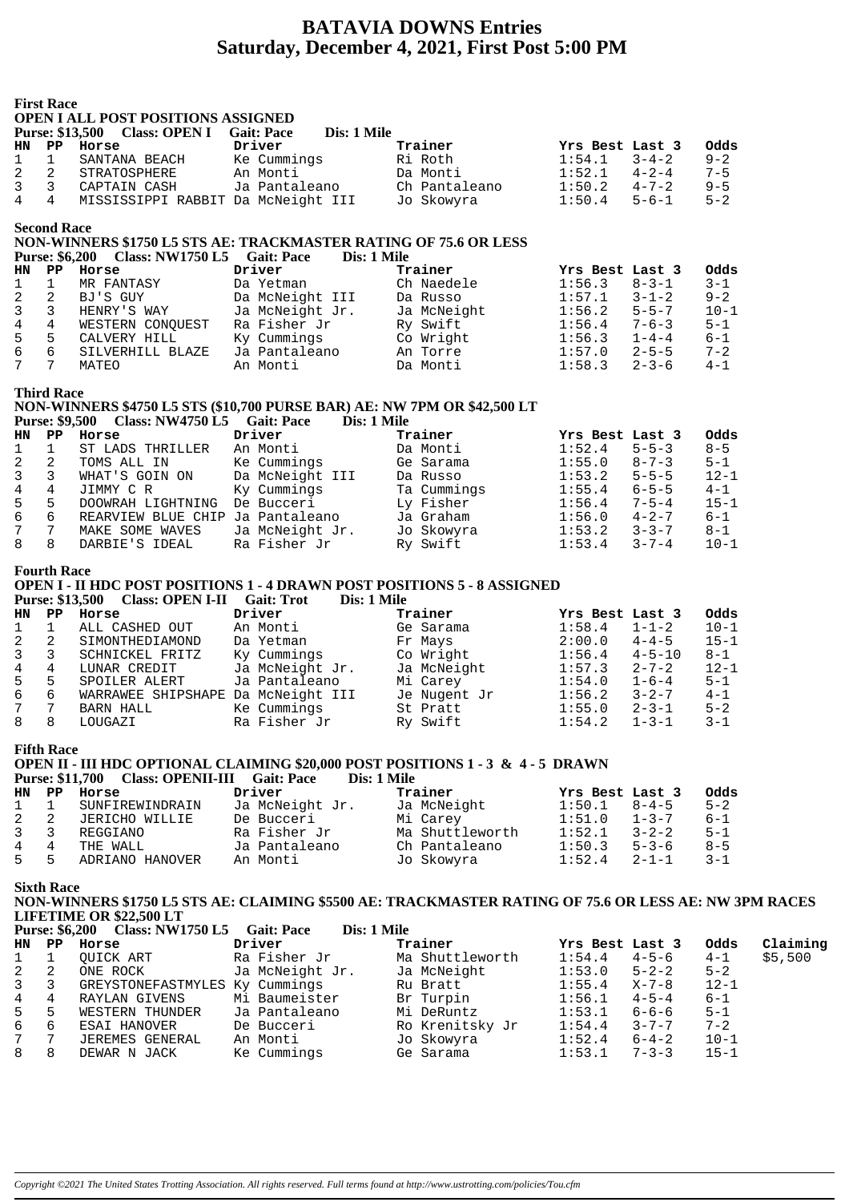# BATAVIA DOWNS Entries
## Saturday, December 4, 2021, First Post 5:00 PM

**First Race**

**OPEN I ALL POST POSITIONS ASSIGNED**

**Purse: $13,500 Class: OPEN I Gait: Pace Dis: 1 Mile**

| HN | PP | Horse | Driver | Trainer | Yrs Best | Last 3 | Odds |
|---|---|---|---|---|---|---|---|
| 1 | 1 | SANTANA BEACH | Ke Cummings | Ri Roth | 1:54.1 | 3-4-2 | 9-2 |
| 2 | 2 | STRATOSPHERE | An Monti | Da Monti | 1:52.1 | 4-2-4 | 7-5 |
| 3 | 3 | CAPTAIN CASH | Ja Pantaleano | Ch Pantaleano | 1:50.2 | 4-7-2 | 9-5 |
| 4 | 4 | MISSISSIPPI RABBIT | Da McNeight III | Jo Skowyra | 1:50.4 | 5-6-1 | 5-2 |

**Second Race**

**NON-WINNERS $1750 L5 STS AE: TRACKMASTER RATING OF 75.6 OR LESS**

**Purse: $6,200 Class: NW1750 L5 Gait: Pace Dis: 1 Mile**

| HN | PP | Horse | Driver | Trainer | Yrs Best | Last 3 | Odds |
|---|---|---|---|---|---|---|---|
| 1 | 1 | MR FANTASY | Da Yetman | Ch Naedele | 1:56.3 | 8-3-1 | 3-1 |
| 2 | 2 | BJ'S GUY | Da McNeight III | Da Russo | 1:57.1 | 3-1-2 | 9-2 |
| 3 | 3 | HENRY'S WAY | Ja McNeight Jr. | Ja McNeight | 1:56.2 | 5-5-7 | 10-1 |
| 4 | 4 | WESTERN CONQUEST | Ra Fisher Jr | Ry Swift | 1:56.4 | 7-6-3 | 5-1 |
| 5 | 5 | CALVERY HILL | Ky Cummings | Co Wright | 1:56.3 | 1-4-4 | 6-1 |
| 6 | 6 | SILVERHILL BLAZE | Ja Pantaleano | An Torre | 1:57.0 | 2-5-5 | 7-2 |
| 7 | 7 | MATEO | An Monti | Da Monti | 1:58.3 | 2-3-6 | 4-1 |

**Third Race**

**NON-WINNERS $4750 L5 STS ($10,700 PURSE BAR) AE: NW 7PM OR $42,500 LT**

**Purse: $9,500 Class: NW4750 L5 Gait: Pace Dis: 1 Mile**

| HN | PP | Horse | Driver | Trainer | Yrs Best | Last 3 | Odds |
|---|---|---|---|---|---|---|---|
| 1 | 1 | ST LADS THRILLER | An Monti | Da Monti | 1:52.4 | 5-5-3 | 8-5 |
| 2 | 2 | TOMS ALL IN | Ke Cummings | Ge Sarama | 1:55.0 | 8-7-3 | 5-1 |
| 3 | 3 | WHAT'S GOIN ON | Da McNeight III | Da Russo | 1:53.2 | 5-5-5 | 12-1 |
| 4 | 4 | JIMMY C R | Ky Cummings | Ta Cummings | 1:55.4 | 6-5-5 | 4-1 |
| 5 | 5 | DOOWRAH LIGHTNING | De Bucceri | Ly Fisher | 1:56.4 | 7-5-4 | 15-1 |
| 6 | 6 | REARVIEW BLUE CHIP | Ja Pantaleano | Ja Graham | 1:56.0 | 4-2-7 | 6-1 |
| 7 | 7 | MAKE SOME WAVES | Ja McNeight Jr. | Jo Skowyra | 1:53.2 | 3-3-7 | 8-1 |
| 8 | 8 | DARBIE'S IDEAL | Ra Fisher Jr | Ry Swift | 1:53.4 | 3-7-4 | 10-1 |

**Fourth Race**

**OPEN I - II HDC POST POSITIONS 1 - 4 DRAWN POST POSITIONS 5 - 8 ASSIGNED**

**Purse: $13,500 Class: OPEN I-II Gait: Trot Dis: 1 Mile**

| HN | PP | Horse | Driver | Trainer | Yrs Best | Last 3 | Odds |
|---|---|---|---|---|---|---|---|
| 1 | 1 | ALL CASHED OUT | An Monti | Ge Sarama | 1:58.4 | 1-1-2 | 10-1 |
| 2 | 2 | SIMONTHEDIAMOND | Da Yetman | Fr Mays | 2:00.0 | 4-4-5 | 15-1 |
| 3 | 3 | SCHNICKEL FRITZ | Ky Cummings | Co Wright | 1:56.4 | 4-5-10 | 8-1 |
| 4 | 4 | LUNAR CREDIT | Ja McNeight Jr. | Ja McNeight | 1:57.3 | 2-7-2 | 12-1 |
| 5 | 5 | SPOILER ALERT | Ja Pantaleano | Mi Carey | 1:54.0 | 1-6-4 | 5-1 |
| 6 | 6 | WARRAWEE SHIPSHAPE | Da McNeight III | Je Nugent Jr | 1:56.2 | 3-2-7 | 4-1 |
| 7 | 7 | BARN HALL | Ke Cummings | St Pratt | 1:55.0 | 2-3-1 | 5-2 |
| 8 | 8 | LOUGAZI | Ra Fisher Jr | Ry Swift | 1:54.2 | 1-3-1 | 3-1 |

**Fifth Race**

**OPEN II - III HDC OPTIONAL CLAIMING $20,000 POST POSITIONS 1 - 3 & 4 - 5 DRAWN**

**Purse: $11,700 Class: OPENII-III Gait: Pace Dis: 1 Mile**

| HN | PP | Horse | Driver | Trainer | Yrs Best | Last 3 | Odds |
|---|---|---|---|---|---|---|---|
| 1 | 1 | SUNFIREWINDRAIN | Ja McNeight Jr. | Ja McNeight | 1:50.1 | 8-4-5 | 5-2 |
| 2 | 2 | JERICHO WILLIE | De Bucceri | Mi Carey | 1:51.0 | 1-3-7 | 6-1 |
| 3 | 3 | REGGIANO | Ra Fisher Jr | Ma Shuttleworth | 1:52.1 | 3-2-2 | 5-1 |
| 4 | 4 | THE WALL | Ja Pantaleano | Ch Pantaleano | 1:50.3 | 5-3-6 | 8-5 |
| 5 | 5 | ADRIANO HANOVER | An Monti | Jo Skowyra | 1:52.4 | 2-1-1 | 3-1 |

**Sixth Race**

**NON-WINNERS $1750 L5 STS AE: CLAIMING $5500 AE: TRACKMASTER RATING OF 75.6 OR LESS AE: NW 3PM RACES LIFETIME OR $22,500 LT**

**Purse: $6,200 Class: NW1750 L5 Gait: Pace Dis: 1 Mile**

| HN | PP | Horse | Driver | Trainer | Yrs Best | Last 3 | Odds | Claiming |
|---|---|---|---|---|---|---|---|---|
| 1 | 1 | QUICK ART | Ra Fisher Jr | Ma Shuttleworth | 1:54.4 | 4-5-6 | 4-1 | $5,500 |
| 2 | 2 | ONE ROCK | Ja McNeight Jr. | Ja McNeight | 1:53.0 | 5-2-2 | 5-2 | |
| 3 | 3 | GREYSTONEFASTMYLES | Ky Cummings | Ru Bratt | 1:55.4 | X-7-8 | 12-1 | |
| 4 | 4 | RAYLAN GIVENS | Mi Baumeister | Br Turpin | 1:56.1 | 4-5-4 | 6-1 | |
| 5 | 5 | WESTERN THUNDER | Ja Pantaleano | Mi DeRuntz | 1:53.1 | 6-6-6 | 5-1 | |
| 6 | 6 | ESAI HANOVER | De Bucceri | Ro Krenitsky Jr | 1:54.4 | 3-7-7 | 7-2 | |
| 7 | 7 | JEREMES GENERAL | An Monti | Jo Skowyra | 1:52.4 | 6-4-2 | 10-1 | |
| 8 | 8 | DEWAR N JACK | Ke Cummings | Ge Sarama | 1:53.1 | 7-3-3 | 15-1 | |

*Copyright ©2021 The United States Trotting Association. All rights reserved. Full terms found at http://www.ustrotting.com/policies/Tou.cfm*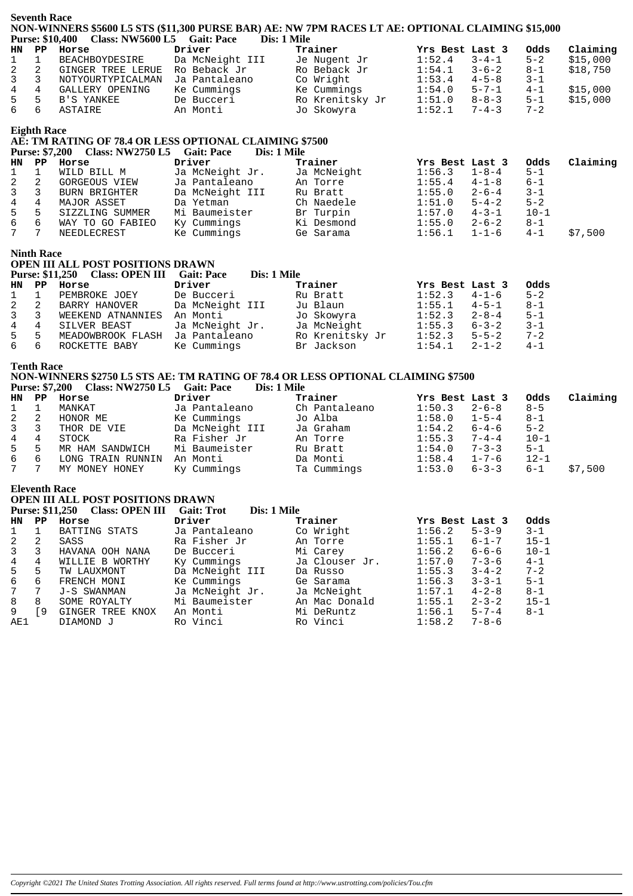### Seventh Race

**NON-WINNERS $5600 L5 STS ($11,300 PURSE BAR) AE: NW 7PM RACES LT AE: OPTIONAL CLAIMING $15,000**

**Purse: $10,400 Class: NW5600 L5 Gait: Pace Dis: 1 Mile**

| HN | PP | Horse | Driver | Trainer | Yrs Best | Last 3 | Odds | Claiming |
|---|---|---|---|---|---|---|---|---|
| 1 | 1 | BEACHBOYDESIRE | Da McNeight III | Je Nugent Jr | 1:52.4 | 3-4-1 | 5-2 | $15,000 |
| 2 | 2 | GINGER TREE LERUE | Ro Beback Jr | Ro Beback Jr | 1:54.1 | 3-6-2 | 8-1 | $18,750 |
| 3 | 3 | NOTYOURTYPICALMAN | Ja Pantaleano | Co Wright | 1:53.4 | 4-5-8 | 3-1 | |
| 4 | 4 | GALLERY OPENING | Ke Cummings | Ke Cummings | 1:54.0 | 5-7-1 | 4-1 | $15,000 |
| 5 | 5 | B'S YANKEE | De Bucceri | Ro Krenitsky Jr | 1:51.0 | 8-8-3 | 5-1 | $15,000 |
| 6 | 6 | ASTAIRE | An Monti | Jo Skowyra | 1:52.1 | 7-4-3 | 7-2 | |

### Eighth Race

**AE: TM RATING OF 78.4 OR LESS OPTIONAL CLAIMING $7500**

**Purse: $7,200 Class: NW2750 L5 Gait: Pace Dis: 1 Mile**

| HN | PP | Horse | Driver | Trainer | Yrs Best | Last 3 | Odds | Claiming |
|---|---|---|---|---|---|---|---|---|
| 1 | 1 | WILD BILL M | Ja McNeight Jr. | Ja McNeight | 1:56.3 | 1-8-4 | 5-1 | |
| 2 | 2 | GORGEOUS VIEW | Ja Pantaleano | An Torre | 1:55.4 | 4-1-8 | 6-1 | |
| 3 | 3 | BURN BRIGHTER | Da McNeight III | Ru Bratt | 1:55.0 | 2-6-4 | 3-1 | |
| 4 | 4 | MAJOR ASSET | Da Yetman | Ch Naedele | 1:51.0 | 5-4-2 | 5-2 | |
| 5 | 5 | SIZZLING SUMMER | Mi Baumeister | Br Turpin | 1:57.0 | 4-3-1 | 10-1 | |
| 6 | 6 | WAY TO GO FABIEO | Ky Cummings | Ki Desmond | 1:55.0 | 2-6-2 | 8-1 | |
| 7 | 7 | NEEDLECREST | Ke Cummings | Ge Sarama | 1:56.1 | 1-1-6 | 4-1 | $7,500 |

### Ninth Race

**OPEN III ALL POST POSITIONS DRAWN**

**Purse: $11,250 Class: OPEN III Gait: Pace Dis: 1 Mile**

| HN | PP | Horse | Driver | Trainer | Yrs Best | Last 3 | Odds |
|---|---|---|---|---|---|---|---|
| 1 | 1 | PEMBROKE JOEY | De Bucceri | Ru Bratt | 1:52.3 | 4-1-6 | 5-2 |
| 2 | 2 | BARRY HANOVER | Da McNeight III | Ju Blaun | 1:55.1 | 4-5-1 | 8-1 |
| 3 | 3 | WEEKEND ATNANNIES | An Monti | Jo Skowyra | 1:52.3 | 2-8-4 | 5-1 |
| 4 | 4 | SILVER BEAST | Ja McNeight Jr. | Ja McNeight | 1:55.3 | 6-3-2 | 3-1 |
| 5 | 5 | MEADOWBROOK FLASH | Ja Pantaleano | Ro Krenitsky Jr | 1:52.3 | 5-5-2 | 7-2 |
| 6 | 6 | ROCKETTE BABY | Ke Cummings | Br Jackson | 1:54.1 | 2-1-2 | 4-1 |

### Tenth Race

**NON-WINNERS $2750 L5 STS AE: TM RATING OF 78.4 OR LESS OPTIONAL CLAIMING $7500**

**Purse: $7,200 Class: NW2750 L5 Gait: Pace Dis: 1 Mile**

| HN | PP | Horse | Driver | Trainer | Yrs Best | Last 3 | Odds | Claiming |
|---|---|---|---|---|---|---|---|---|
| 1 | 1 | MANKAT | Ja Pantaleano | Ch Pantaleano | 1:50.3 | 2-6-8 | 8-5 | |
| 2 | 2 | HONOR ME | Ke Cummings | Jo Alba | 1:58.0 | 1-5-4 | 8-1 | |
| 3 | 3 | THOR DE VIE | Da McNeight III | Ja Graham | 1:54.2 | 6-4-6 | 5-2 | |
| 4 | 4 | STOCK | Ra Fisher Jr | An Torre | 1:55.3 | 7-4-4 | 10-1 | |
| 5 | 5 | MR HAM SANDWICH | Mi Baumeister | Ru Bratt | 1:54.0 | 7-3-3 | 5-1 | |
| 6 | 6 | LONG TRAIN RUNNIN | An Monti | Da Monti | 1:58.4 | 1-7-6 | 12-1 | |
| 7 | 7 | MY MONEY HONEY | Ky Cummings | Ta Cummings | 1:53.0 | 6-3-3 | 6-1 | $7,500 |

### Eleventh Race

**OPEN III ALL POST POSITIONS DRAWN**

**Purse: $11,250 Class: OPEN III Gait: Trot Dis: 1 Mile**

| HN | PP | Horse | Driver | Trainer | Yrs Best | Last 3 | Odds |
|---|---|---|---|---|---|---|---|
| 1 | 1 | BATTING STATS | Ja Pantaleano | Co Wright | 1:56.2 | 5-3-9 | 3-1 |
| 2 | 2 | SASS | Ra Fisher Jr | An Torre | 1:55.1 | 6-1-7 | 15-1 |
| 3 | 3 | HAVANA OOH NANA | De Bucceri | Mi Carey | 1:56.2 | 6-6-6 | 10-1 |
| 4 | 4 | WILLIE B WORTHY | Ky Cummings | Ja Clouser Jr. | 1:57.0 | 7-3-6 | 4-1 |
| 5 | 5 | TW LAUXMONT | Da McNeight III | Da Russo | 1:55.3 | 3-4-2 | 7-2 |
| 6 | 6 | FRENCH MONI | Ke Cummings | Ge Sarama | 1:56.3 | 3-3-1 | 5-1 |
| 7 | 7 | J-S SWANMAN | Ja McNeight Jr. | Ja McNeight | 1:57.1 | 4-2-8 | 8-1 |
| 8 | 8 | SOME ROYALTY | Mi Baumeister | An Mac Donald | 1:55.1 | 2-3-2 | 15-1 |
| 9 | [9 | GINGER TREE KNOX | An Monti | Mi DeRuntz | 1:56.1 | 5-7-4 | 8-1 |
| AE1 | | DIAMOND J | Ro Vinci | Ro Vinci | 1:58.2 | 7-8-6 | |

*Copyright ©2021 The United States Trotting Association. All rights reserved. Full terms found at http://www.ustrotting.com/policies/Tou.cfm*